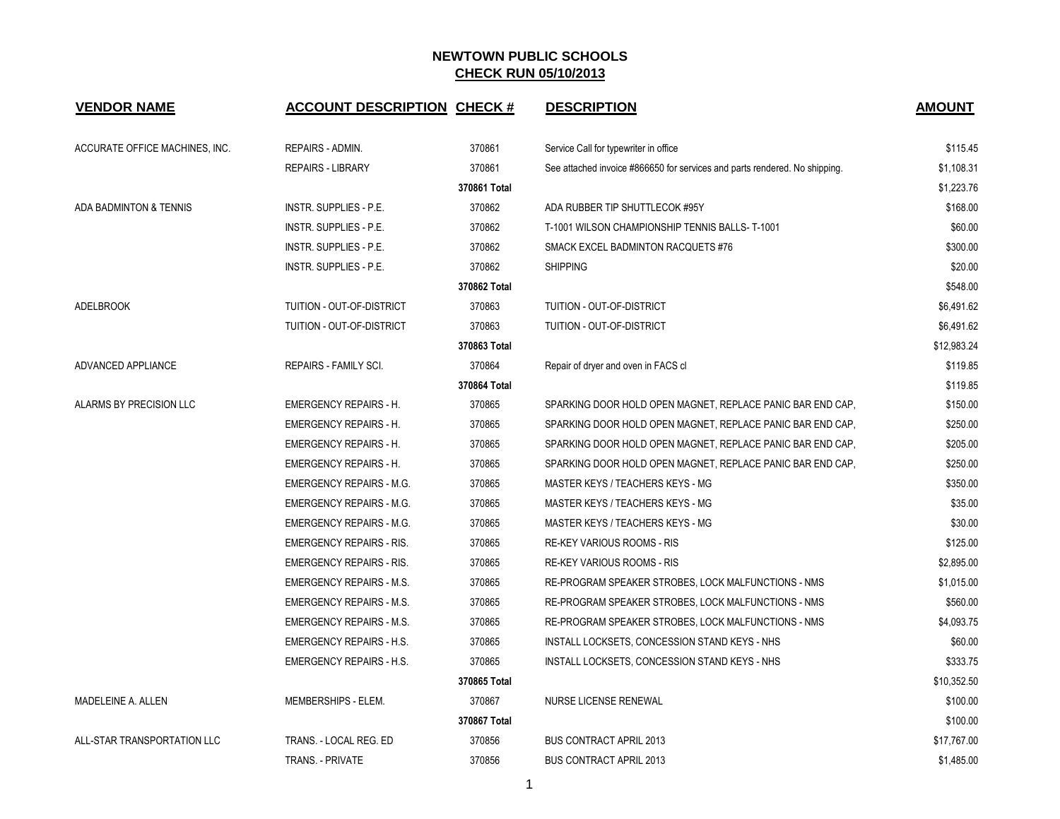# NEWTOWN PUBLIC SCHOOLS

## CHECK RUN 05/10/2013

| VENDOR NAME | ACCOUNT DESCRIPTION | CHECK # | DESCRIPTION | AMOUNT |
|---|---|---|---|---|
| ACCURATE OFFICE MACHINES, INC. | REPAIRS - ADMIN. | 370861 | Service Call for typewriter in office | $115.45 |
| | REPAIRS - LIBRARY | 370861 | See attached invoice #866650 for services and parts rendered. No shipping. | $1,108.31 |
| | | 370861 Total | | $1,223.76 |
| ADA BADMINTON & TENNIS | INSTR. SUPPLIES - P.E. | 370862 | ADA RUBBER TIP SHUTTLECOK #95Y | $168.00 |
| | INSTR. SUPPLIES - P.E. | 370862 | T-1001 WILSON CHAMPIONSHIP TENNIS BALLS- T-1001 | $60.00 |
| | INSTR. SUPPLIES - P.E. | 370862 | SMACK EXCEL BADMINTON RACQUETS #76 | $300.00 |
| | INSTR. SUPPLIES - P.E. | 370862 | SHIPPING | $20.00 |
| | | 370862 Total | | $548.00 |
| ADELBROOK | TUITION - OUT-OF-DISTRICT | 370863 | TUITION - OUT-OF-DISTRICT | $6,491.62 |
| | TUITION - OUT-OF-DISTRICT | 370863 | TUITION - OUT-OF-DISTRICT | $6,491.62 |
| | | 370863 Total | | $12,983.24 |
| ADVANCED APPLIANCE | REPAIRS - FAMILY SCI. | 370864 | Repair of dryer and oven in FACS cl | $119.85 |
| | | 370864 Total | | $119.85 |
| ALARMS BY PRECISION LLC | EMERGENCY REPAIRS - H. | 370865 | SPARKING DOOR HOLD OPEN MAGNET, REPLACE PANIC BAR END CAP, | $150.00 |
| | EMERGENCY REPAIRS - H. | 370865 | SPARKING DOOR HOLD OPEN MAGNET, REPLACE PANIC BAR END CAP, | $250.00 |
| | EMERGENCY REPAIRS - H. | 370865 | SPARKING DOOR HOLD OPEN MAGNET, REPLACE PANIC BAR END CAP, | $205.00 |
| | EMERGENCY REPAIRS - H. | 370865 | SPARKING DOOR HOLD OPEN MAGNET, REPLACE PANIC BAR END CAP, | $250.00 |
| | EMERGENCY REPAIRS - M.G. | 370865 | MASTER KEYS / TEACHERS KEYS - MG | $350.00 |
| | EMERGENCY REPAIRS - M.G. | 370865 | MASTER KEYS / TEACHERS KEYS - MG | $35.00 |
| | EMERGENCY REPAIRS - M.G. | 370865 | MASTER KEYS / TEACHERS KEYS - MG | $30.00 |
| | EMERGENCY REPAIRS - RIS. | 370865 | RE-KEY VARIOUS ROOMS - RIS | $125.00 |
| | EMERGENCY REPAIRS - RIS. | 370865 | RE-KEY VARIOUS ROOMS - RIS | $2,895.00 |
| | EMERGENCY REPAIRS - M.S. | 370865 | RE-PROGRAM SPEAKER STROBES, LOCK MALFUNCTIONS - NMS | $1,015.00 |
| | EMERGENCY REPAIRS - M.S. | 370865 | RE-PROGRAM SPEAKER STROBES, LOCK MALFUNCTIONS - NMS | $560.00 |
| | EMERGENCY REPAIRS - M.S. | 370865 | RE-PROGRAM SPEAKER STROBES, LOCK MALFUNCTIONS - NMS | $4,093.75 |
| | EMERGENCY REPAIRS - H.S. | 370865 | INSTALL LOCKSETS, CONCESSION STAND KEYS - NHS | $60.00 |
| | EMERGENCY REPAIRS - H.S. | 370865 | INSTALL LOCKSETS, CONCESSION STAND KEYS - NHS | $333.75 |
| | | 370865 Total | | $10,352.50 |
| MADELEINE A. ALLEN | MEMBERSHIPS - ELEM. | 370867 | NURSE LICENSE RENEWAL | $100.00 |
| | | 370867 Total | | $100.00 |
| ALL-STAR TRANSPORTATION LLC | TRANS. - LOCAL REG. ED | 370856 | BUS CONTRACT APRIL 2013 | $17,767.00 |
| | TRANS. - PRIVATE | 370856 | BUS CONTRACT APRIL 2013 | $1,485.00 |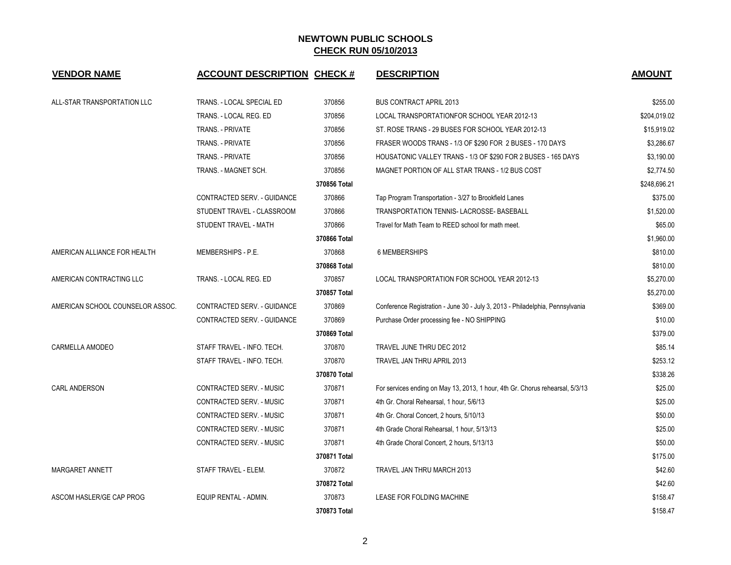# NEWTOWN PUBLIC SCHOOLS

## CHECK RUN 05/10/2013

| VENDOR NAME | ACCOUNT DESCRIPTION | CHECK # | DESCRIPTION | AMOUNT |
|---|---|---|---|---|
| ALL-STAR TRANSPORTATION LLC | TRANS. - LOCAL SPECIAL ED | 370856 | BUS CONTRACT APRIL 2013 | $255.00 |
| | TRANS. - LOCAL REG. ED | 370856 | LOCAL TRANSPORTATIONFOR SCHOOL YEAR 2012-13 | $204,019.02 |
| | TRANS. - PRIVATE | 370856 | ST. ROSE TRANS - 29 BUSES FOR SCHOOL YEAR 2012-13 | $15,919.02 |
| | TRANS. - PRIVATE | 370856 | FRASER WOODS TRANS - 1/3 OF $290 FOR 2 BUSES - 170 DAYS | $3,286.67 |
| | TRANS. - PRIVATE | 370856 | HOUSATONIC VALLEY TRANS - 1/3 OF $290 FOR 2 BUSES - 165 DAYS | $3,190.00 |
| | TRANS. - MAGNET SCH. | 370856 | MAGNET PORTION OF ALL STAR TRANS - 1/2 BUS COST | $2,774.50 |
| | | 370856 Total | | $248,696.21 |
| | CONTRACTED SERV. - GUIDANCE | 370866 | Tap Program Transportation - 3/27 to Brookfield Lanes | $375.00 |
| | STUDENT TRAVEL - CLASSROOM | 370866 | TRANSPORTATION TENNIS- LACROSSE- BASEBALL | $1,520.00 |
| | STUDENT TRAVEL - MATH | 370866 | Travel for Math Team to REED school for math meet. | $65.00 |
| | | 370866 Total | | $1,960.00 |
| AMERICAN ALLIANCE FOR HEALTH | MEMBERSHIPS - P.E. | 370868 | 6 MEMBERSHIPS | $810.00 |
| | | 370868 Total | | $810.00 |
| AMERICAN CONTRACTING LLC | TRANS. - LOCAL REG. ED | 370857 | LOCAL TRANSPORTATION FOR SCHOOL YEAR 2012-13 | $5,270.00 |
| | | 370857 Total | | $5,270.00 |
| AMERICAN SCHOOL COUNSELOR ASSOC. | CONTRACTED SERV. - GUIDANCE | 370869 | Conference Registration - June 30 - July 3, 2013 - Philadelphia, Pennsylvania | $369.00 |
| | CONTRACTED SERV. - GUIDANCE | 370869 | Purchase Order processing fee - NO SHIPPING | $10.00 |
| | | 370869 Total | | $379.00 |
| CARMELLA AMODEO | STAFF TRAVEL - INFO. TECH. | 370870 | TRAVEL JUNE THRU DEC 2012 | $85.14 |
| | STAFF TRAVEL - INFO. TECH. | 370870 | TRAVEL JAN THRU APRIL 2013 | $253.12 |
| | | 370870 Total | | $338.26 |
| CARL ANDERSON | CONTRACTED SERV. - MUSIC | 370871 | For services ending on May 13, 2013, 1 hour, 4th Gr. Chorus rehearsal, 5/3/13 | $25.00 |
| | CONTRACTED SERV. - MUSIC | 370871 | 4th Gr. Choral Rehearsal, 1 hour, 5/6/13 | $25.00 |
| | CONTRACTED SERV. - MUSIC | 370871 | 4th Gr. Choral Concert, 2 hours, 5/10/13 | $50.00 |
| | CONTRACTED SERV. - MUSIC | 370871 | 4th Grade Choral Rehearsal, 1 hour, 5/13/13 | $25.00 |
| | CONTRACTED SERV. - MUSIC | 370871 | 4th Grade Choral Concert, 2 hours, 5/13/13 | $50.00 |
| | | 370871 Total | | $175.00 |
| MARGARET ANNETT | STAFF TRAVEL - ELEM. | 370872 | TRAVEL JAN THRU MARCH 2013 | $42.60 |
| | | 370872 Total | | $42.60 |
| ASCOM HASLER/GE CAP PROG | EQUIP RENTAL - ADMIN. | 370873 | LEASE FOR FOLDING MACHINE | $158.47 |
| | | 370873 Total | | $158.47 |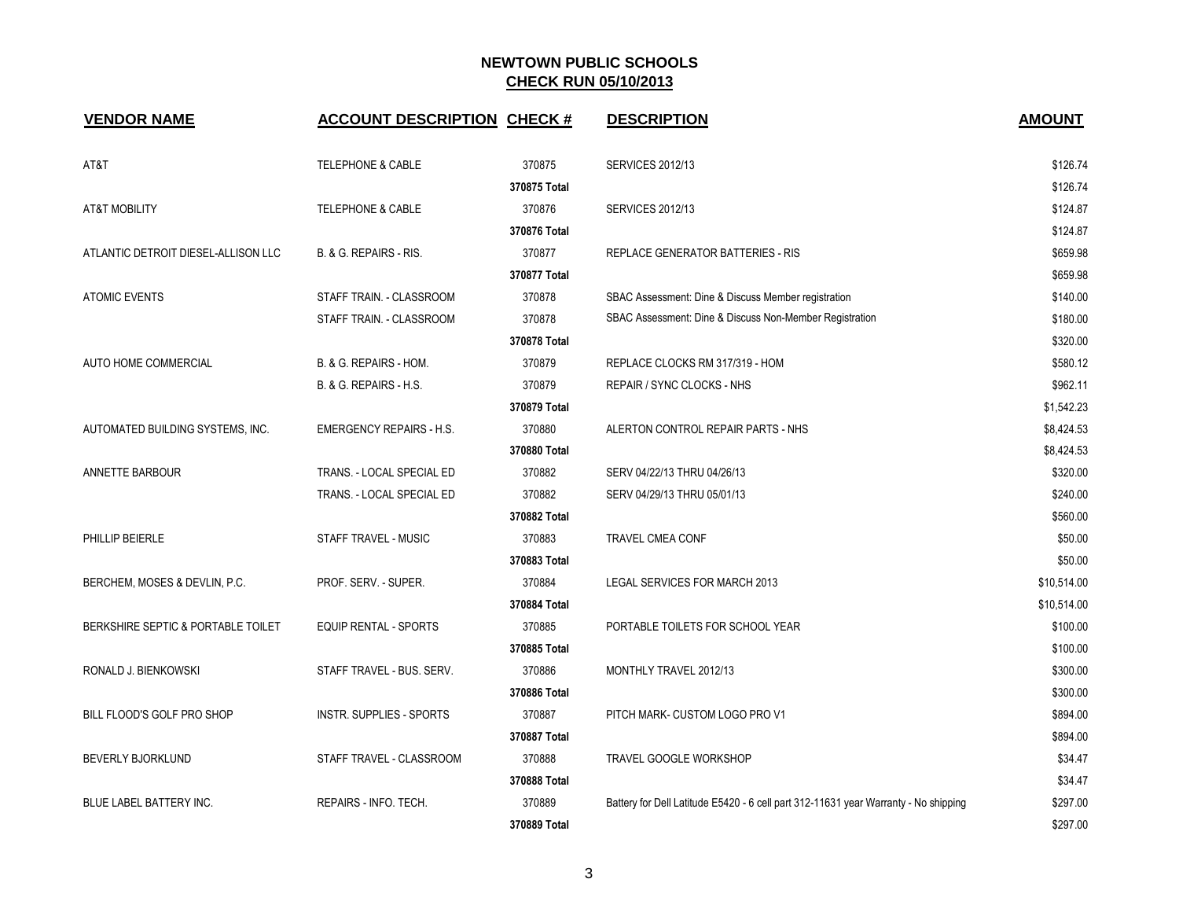# NEWTOWN PUBLIC SCHOOLS

## CHECK RUN 05/10/2013

| VENDOR NAME | ACCOUNT DESCRIPTION | CHECK # | DESCRIPTION | AMOUNT |
|---|---|---|---|---|
| AT&T | TELEPHONE & CABLE | 370875 | SERVICES 2012/13 | $126.74 |
| | | 370875 Total | | $126.74 |
| AT&T MOBILITY | TELEPHONE & CABLE | 370876 | SERVICES 2012/13 | $124.87 |
| | | 370876 Total | | $124.87 |
| ATLANTIC DETROIT DIESEL-ALLISON LLC | B. & G. REPAIRS - RIS. | 370877 | REPLACE GENERATOR BATTERIES - RIS | $659.98 |
| | | 370877 Total | | $659.98 |
| ATOMIC EVENTS | STAFF TRAIN. - CLASSROOM | 370878 | SBAC Assessment: Dine & Discuss Member registration | $140.00 |
| | STAFF TRAIN. - CLASSROOM | 370878 | SBAC Assessment: Dine & Discuss Non-Member Registration | $180.00 |
| | | 370878 Total | | $320.00 |
| AUTO HOME COMMERCIAL | B. & G. REPAIRS - HOM. | 370879 | REPLACE CLOCKS RM 317/319 - HOM | $580.12 |
| | B. & G. REPAIRS - H.S. | 370879 | REPAIR / SYNC CLOCKS - NHS | $962.11 |
| | | 370879 Total | | $1,542.23 |
| AUTOMATED BUILDING SYSTEMS, INC. | EMERGENCY REPAIRS - H.S. | 370880 | ALERTON CONTROL REPAIR PARTS - NHS | $8,424.53 |
| | | 370880 Total | | $8,424.53 |
| ANNETTE BARBOUR | TRANS. - LOCAL SPECIAL ED | 370882 | SERV 04/22/13 THRU 04/26/13 | $320.00 |
| | TRANS. - LOCAL SPECIAL ED | 370882 | SERV 04/29/13 THRU 05/01/13 | $240.00 |
| | | 370882 Total | | $560.00 |
| PHILLIP BEIERLE | STAFF TRAVEL - MUSIC | 370883 | TRAVEL CMEA CONF | $50.00 |
| | | 370883 Total | | $50.00 |
| BERCHEM, MOSES & DEVLIN, P.C. | PROF. SERV. - SUPER. | 370884 | LEGAL SERVICES FOR MARCH 2013 | $10,514.00 |
| | | 370884 Total | | $10,514.00 |
| BERKSHIRE SEPTIC & PORTABLE TOILET | EQUIP RENTAL - SPORTS | 370885 | PORTABLE TOILETS FOR SCHOOL YEAR | $100.00 |
| | | 370885 Total | | $100.00 |
| RONALD J. BIENKOWSKI | STAFF TRAVEL - BUS. SERV. | 370886 | MONTHLY TRAVEL 2012/13 | $300.00 |
| | | 370886 Total | | $300.00 |
| BILL FLOOD'S GOLF PRO SHOP | INSTR. SUPPLIES - SPORTS | 370887 | PITCH MARK- CUSTOM LOGO PRO V1 | $894.00 |
| | | 370887 Total | | $894.00 |
| BEVERLY BJORKLUND | STAFF TRAVEL - CLASSROOM | 370888 | TRAVEL GOOGLE WORKSHOP | $34.47 |
| | | 370888 Total | | $34.47 |
| BLUE LABEL BATTERY INC. | REPAIRS - INFO. TECH. | 370889 | Battery for Dell Latitude E5420 - 6 cell part 312-11631 year Warranty - No shipping | $297.00 |
| | | 370889 Total | | $297.00 |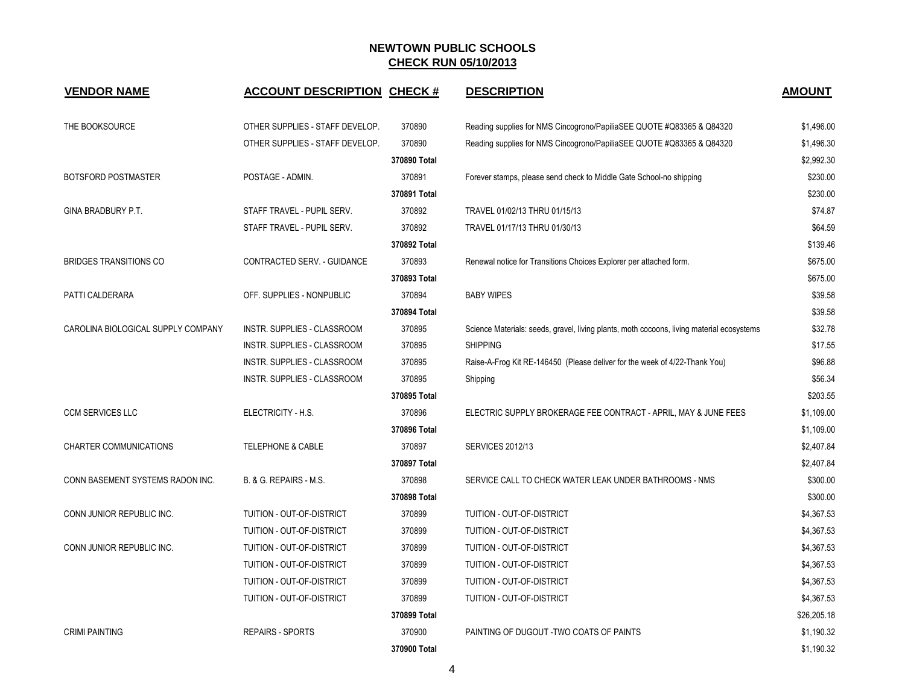# NEWTOWN PUBLIC SCHOOLS
## CHECK RUN 05/10/2013

| VENDOR NAME | ACCOUNT DESCRIPTION | CHECK # | DESCRIPTION | AMOUNT |
|---|---|---|---|---|
| THE BOOKSOURCE | OTHER SUPPLIES - STAFF DEVELOP. | 370890 | Reading supplies for NMS Cincogrono/PapiliaSEE QUOTE #Q83365 & Q84320 | $1,496.00 |
| | OTHER SUPPLIES - STAFF DEVELOP. | 370890 | Reading supplies for NMS Cincogrono/PapiliaSEE QUOTE #Q83365 & Q84320 | $1,496.30 |
| | | 370890 Total | | $2,992.30 |
| BOTSFORD POSTMASTER | POSTAGE - ADMIN. | 370891 | Forever stamps, please send check to Middle Gate School-no shipping | $230.00 |
| | | 370891 Total | | $230.00 |
| GINA BRADBURY P.T. | STAFF TRAVEL - PUPIL SERV. | 370892 | TRAVEL 01/02/13 THRU 01/15/13 | $74.87 |
| | STAFF TRAVEL - PUPIL SERV. | 370892 | TRAVEL 01/17/13 THRU 01/30/13 | $64.59 |
| | | 370892 Total | | $139.46 |
| BRIDGES TRANSITIONS CO | CONTRACTED SERV. - GUIDANCE | 370893 | Renewal notice for Transitions Choices Explorer per attached form. | $675.00 |
| | | 370893 Total | | $675.00 |
| PATTI CALDERARA | OFF. SUPPLIES - NONPUBLIC | 370894 | BABY WIPES | $39.58 |
| | | 370894 Total | | $39.58 |
| CAROLINA BIOLOGICAL SUPPLY COMPANY | INSTR. SUPPLIES - CLASSROOM | 370895 | Science Materials: seeds, gravel, living plants, moth cocoons, living material ecosystems | $32.78 |
| | INSTR. SUPPLIES - CLASSROOM | 370895 | SHIPPING | $17.55 |
| | INSTR. SUPPLIES - CLASSROOM | 370895 | Raise-A-Frog Kit RE-146450 (Please deliver for the week of 4/22-Thank You) | $96.88 |
| | INSTR. SUPPLIES - CLASSROOM | 370895 | Shipping | $56.34 |
| | | 370895 Total | | $203.55 |
| CCM SERVICES LLC | ELECTRICITY - H.S. | 370896 | ELECTRIC SUPPLY BROKERAGE FEE CONTRACT - APRIL, MAY & JUNE FEES | $1,109.00 |
| | | 370896 Total | | $1,109.00 |
| CHARTER COMMUNICATIONS | TELEPHONE & CABLE | 370897 | SERVICES 2012/13 | $2,407.84 |
| | | 370897 Total | | $2,407.84 |
| CONN BASEMENT SYSTEMS RADON INC. | B. & G. REPAIRS - M.S. | 370898 | SERVICE CALL TO CHECK WATER LEAK UNDER BATHROOMS - NMS | $300.00 |
| | | 370898 Total | | $300.00 |
| CONN JUNIOR REPUBLIC INC. | TUITION - OUT-OF-DISTRICT | 370899 | TUITION - OUT-OF-DISTRICT | $4,367.53 |
| | TUITION - OUT-OF-DISTRICT | 370899 | TUITION - OUT-OF-DISTRICT | $4,367.53 |
| CONN JUNIOR REPUBLIC INC. | TUITION - OUT-OF-DISTRICT | 370899 | TUITION - OUT-OF-DISTRICT | $4,367.53 |
| | TUITION - OUT-OF-DISTRICT | 370899 | TUITION - OUT-OF-DISTRICT | $4,367.53 |
| | TUITION - OUT-OF-DISTRICT | 370899 | TUITION - OUT-OF-DISTRICT | $4,367.53 |
| | TUITION - OUT-OF-DISTRICT | 370899 | TUITION - OUT-OF-DISTRICT | $4,367.53 |
| | | 370899 Total | | $26,205.18 |
| CRIMI PAINTING | REPAIRS - SPORTS | 370900 | PAINTING OF DUGOUT -TWO COATS OF PAINTS | $1,190.32 |
| | | 370900 Total | | $1,190.32 |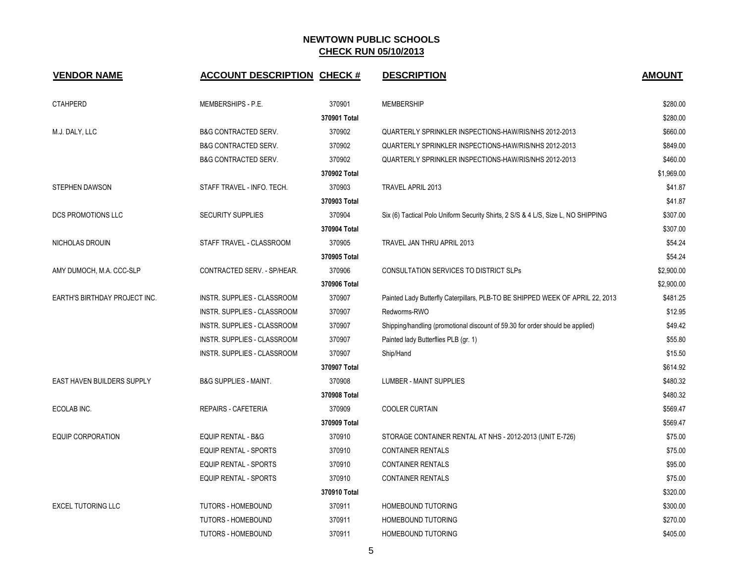## NEWTOWN PUBLIC SCHOOLS
## CHECK RUN 05/10/2013

| VENDOR NAME | ACCOUNT DESCRIPTION | CHECK # | DESCRIPTION | AMOUNT |
|---|---|---|---|---|
| CTAHPERD | MEMBERSHIPS - P.E. | 370901 | MEMBERSHIP | $280.00 |
| | | 370901 Total | | $280.00 |
| M.J. DALY, LLC | B&G CONTRACTED SERV. | 370902 | QUARTERLY SPRINKLER INSPECTIONS-HAW/RIS/NHS 2012-2013 | $660.00 |
| | B&G CONTRACTED SERV. | 370902 | QUARTERLY SPRINKLER INSPECTIONS-HAW/RIS/NHS 2012-2013 | $849.00 |
| | B&G CONTRACTED SERV. | 370902 | QUARTERLY SPRINKLER INSPECTIONS-HAW/RIS/NHS 2012-2013 | $460.00 |
| | | 370902 Total | | $1,969.00 |
| STEPHEN DAWSON | STAFF TRAVEL - INFO. TECH. | 370903 | TRAVEL APRIL 2013 | $41.87 |
| | | 370903 Total | | $41.87 |
| DCS PROMOTIONS LLC | SECURITY SUPPLIES | 370904 | Six (6) Tactical Polo Uniform Security Shirts, 2 S/S & 4 L/S, Size L, NO SHIPPING | $307.00 |
| | | 370904 Total | | $307.00 |
| NICHOLAS DROUIN | STAFF TRAVEL - CLASSROOM | 370905 | TRAVEL JAN THRU APRIL 2013 | $54.24 |
| | | 370905 Total | | $54.24 |
| AMY DUMOCH, M.A. CCC-SLP | CONTRACTED SERV. - SP/HEAR. | 370906 | CONSULTATION SERVICES TO DISTRICT SLPs | $2,900.00 |
| | | 370906 Total | | $2,900.00 |
| EARTH'S BIRTHDAY PROJECT INC. | INSTR. SUPPLIES - CLASSROOM | 370907 | Painted Lady Butterfly Caterpillars, PLB-TO BE SHIPPED WEEK OF APRIL 22, 2013 | $481.25 |
| | INSTR. SUPPLIES - CLASSROOM | 370907 | Redworms-RWO | $12.95 |
| | INSTR. SUPPLIES - CLASSROOM | 370907 | Shipping/handling (promotional discount of 59.30 for order should be applied) | $49.42 |
| | INSTR. SUPPLIES - CLASSROOM | 370907 | Painted lady Butterflies PLB (gr. 1) | $55.80 |
| | INSTR. SUPPLIES - CLASSROOM | 370907 | Ship/Hand | $15.50 |
| | | 370907 Total | | $614.92 |
| EAST HAVEN BUILDERS SUPPLY | B&G SUPPLIES - MAINT. | 370908 | LUMBER - MAINT SUPPLIES | $480.32 |
| | | 370908 Total | | $480.32 |
| ECOLAB INC. | REPAIRS - CAFETERIA | 370909 | COOLER CURTAIN | $569.47 |
| | | 370909 Total | | $569.47 |
| EQUIP CORPORATION | EQUIP RENTAL - B&G | 370910 | STORAGE CONTAINER RENTAL AT NHS - 2012-2013 (UNIT E-726) | $75.00 |
| | EQUIP RENTAL - SPORTS | 370910 | CONTAINER RENTALS | $75.00 |
| | EQUIP RENTAL - SPORTS | 370910 | CONTAINER RENTALS | $95.00 |
| | EQUIP RENTAL - SPORTS | 370910 | CONTAINER RENTALS | $75.00 |
| | | 370910 Total | | $320.00 |
| EXCEL TUTORING LLC | TUTORS - HOMEBOUND | 370911 | HOMEBOUND TUTORING | $300.00 |
| | TUTORS - HOMEBOUND | 370911 | HOMEBOUND TUTORING | $270.00 |
| | TUTORS - HOMEBOUND | 370911 | HOMEBOUND TUTORING | $405.00 |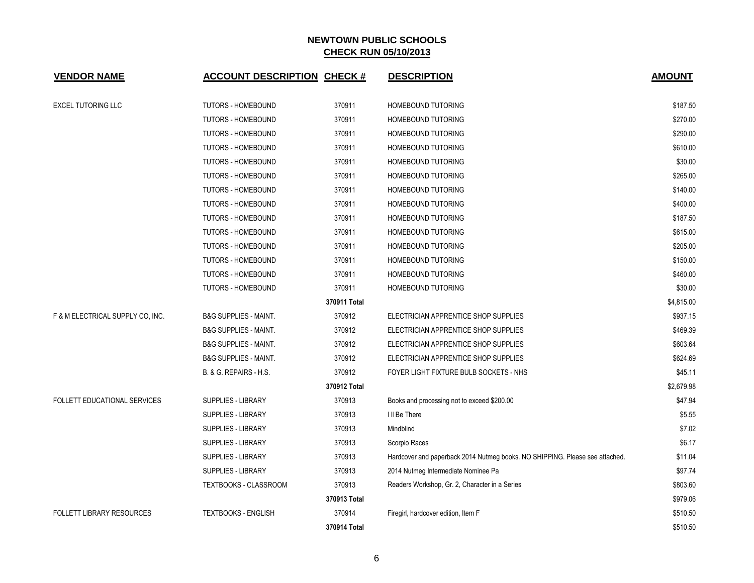**NEWTOWN PUBLIC SCHOOLS**
**CHECK RUN 05/10/2013**

| VENDOR NAME | ACCOUNT DESCRIPTION | CHECK # | DESCRIPTION | AMOUNT |
|---|---|---|---|---|
| EXCEL TUTORING LLC | TUTORS - HOMEBOUND | 370911 | HOMEBOUND TUTORING | $187.50 |
| | TUTORS - HOMEBOUND | 370911 | HOMEBOUND TUTORING | $270.00 |
| | TUTORS - HOMEBOUND | 370911 | HOMEBOUND TUTORING | $290.00 |
| | TUTORS - HOMEBOUND | 370911 | HOMEBOUND TUTORING | $610.00 |
| | TUTORS - HOMEBOUND | 370911 | HOMEBOUND TUTORING | $30.00 |
| | TUTORS - HOMEBOUND | 370911 | HOMEBOUND TUTORING | $265.00 |
| | TUTORS - HOMEBOUND | 370911 | HOMEBOUND TUTORING | $140.00 |
| | TUTORS - HOMEBOUND | 370911 | HOMEBOUND TUTORING | $400.00 |
| | TUTORS - HOMEBOUND | 370911 | HOMEBOUND TUTORING | $187.50 |
| | TUTORS - HOMEBOUND | 370911 | HOMEBOUND TUTORING | $615.00 |
| | TUTORS - HOMEBOUND | 370911 | HOMEBOUND TUTORING | $205.00 |
| | TUTORS - HOMEBOUND | 370911 | HOMEBOUND TUTORING | $150.00 |
| | TUTORS - HOMEBOUND | 370911 | HOMEBOUND TUTORING | $460.00 |
| | TUTORS - HOMEBOUND | 370911 | HOMEBOUND TUTORING | $30.00 |
| | | **370911 Total** | | $4,815.00 |
| F & M ELECTRICAL SUPPLY CO, INC. | B&G SUPPLIES - MAINT. | 370912 | ELECTRICIAN APPRENTICE SHOP SUPPLIES | $937.15 |
| | B&G SUPPLIES - MAINT. | 370912 | ELECTRICIAN APPRENTICE SHOP SUPPLIES | $469.39 |
| | B&G SUPPLIES - MAINT. | 370912 | ELECTRICIAN APPRENTICE SHOP SUPPLIES | $603.64 |
| | B&G SUPPLIES - MAINT. | 370912 | ELECTRICIAN APPRENTICE SHOP SUPPLIES | $624.69 |
| | B. & G. REPAIRS - H.S. | 370912 | FOYER LIGHT FIXTURE BULB SOCKETS - NHS | $45.11 |
| | | **370912 Total** | | $2,679.98 |
| FOLLETT EDUCATIONAL SERVICES | SUPPLIES - LIBRARY | 370913 | Books and processing not to exceed $200.00 | $47.94 |
| | SUPPLIES - LIBRARY | 370913 | I ll Be There | $5.55 |
| | SUPPLIES - LIBRARY | 370913 | Mindblind | $7.02 |
| | SUPPLIES - LIBRARY | 370913 | Scorpio Races | $6.17 |
| | SUPPLIES - LIBRARY | 370913 | Hardcover and paperback 2014 Nutmeg books. NO SHIPPING. Please see attached. | $11.04 |
| | SUPPLIES - LIBRARY | 370913 | 2014 Nutmeg Intermediate Nominee Pa | $97.74 |
| | TEXTBOOKS - CLASSROOM | 370913 | Readers Workshop, Gr. 2, Character in a Series | $803.60 |
| | | **370913 Total** | | $979.06 |
| FOLLETT LIBRARY RESOURCES | TEXTBOOKS - ENGLISH | 370914 | Firegirl, hardcover edition, Item F | $510.50 |
| | | **370914 Total** | | $510.50 |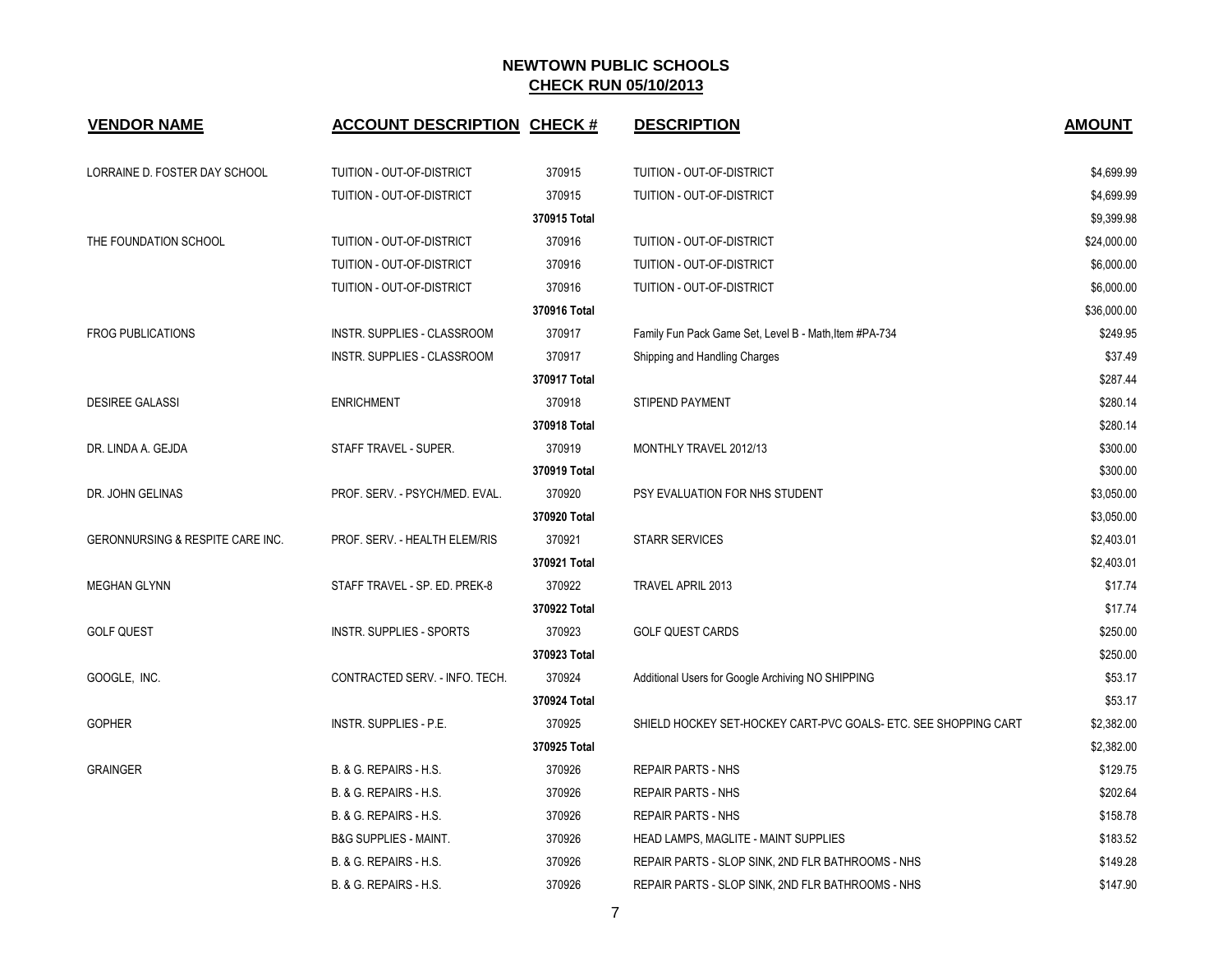**NEWTOWN PUBLIC SCHOOLS**
**CHECK RUN 05/10/2013**

| VENDOR NAME | ACCOUNT DESCRIPTION | CHECK # | DESCRIPTION | AMOUNT |
|---|---|---|---|---|
| LORRAINE D. FOSTER DAY SCHOOL | TUITION - OUT-OF-DISTRICT | 370915 | TUITION - OUT-OF-DISTRICT | $4,699.99 |
| | TUITION - OUT-OF-DISTRICT | 370915 | TUITION - OUT-OF-DISTRICT | $4,699.99 |
| | | 370915 Total | | $9,399.98 |
| THE FOUNDATION SCHOOL | TUITION - OUT-OF-DISTRICT | 370916 | TUITION - OUT-OF-DISTRICT | $24,000.00 |
| | TUITION - OUT-OF-DISTRICT | 370916 | TUITION - OUT-OF-DISTRICT | $6,000.00 |
| | TUITION - OUT-OF-DISTRICT | 370916 | TUITION - OUT-OF-DISTRICT | $6,000.00 |
| | | 370916 Total | | $36,000.00 |
| FROG PUBLICATIONS | INSTR. SUPPLIES - CLASSROOM | 370917 | Family Fun Pack Game Set, Level B - Math,Item #PA-734 | $249.95 |
| | INSTR. SUPPLIES - CLASSROOM | 370917 | Shipping and Handling Charges | $37.49 |
| | | 370917 Total | | $287.44 |
| DESIREE GALASSI | ENRICHMENT | 370918 | STIPEND PAYMENT | $280.14 |
| | | 370918 Total | | $280.14 |
| DR. LINDA A. GEJDA | STAFF TRAVEL - SUPER. | 370919 | MONTHLY TRAVEL 2012/13 | $300.00 |
| | | 370919 Total | | $300.00 |
| DR. JOHN GELINAS | PROF. SERV. - PSYCH/MED. EVAL. | 370920 | PSY EVALUATION FOR NHS STUDENT | $3,050.00 |
| | | 370920 Total | | $3,050.00 |
| GERONNURSING & RESPITE CARE INC. | PROF. SERV. - HEALTH ELEM/RIS | 370921 | STARR SERVICES | $2,403.01 |
| | | 370921 Total | | $2,403.01 |
| MEGHAN GLYNN | STAFF TRAVEL - SP. ED. PREK-8 | 370922 | TRAVEL APRIL 2013 | $17.74 |
| | | 370922 Total | | $17.74 |
| GOLF QUEST | INSTR. SUPPLIES - SPORTS | 370923 | GOLF QUEST CARDS | $250.00 |
| | | 370923 Total | | $250.00 |
| GOOGLE, INC. | CONTRACTED SERV. - INFO. TECH. | 370924 | Additional Users for Google Archiving NO SHIPPING | $53.17 |
| | | 370924 Total | | $53.17 |
| GOPHER | INSTR. SUPPLIES - P.E. | 370925 | SHIELD HOCKEY SET-HOCKEY CART-PVC GOALS- ETC. SEE SHOPPING CART | $2,382.00 |
| | | 370925 Total | | $2,382.00 |
| GRAINGER | B. & G. REPAIRS - H.S. | 370926 | REPAIR PARTS - NHS | $129.75 |
| | B. & G. REPAIRS - H.S. | 370926 | REPAIR PARTS - NHS | $202.64 |
| | B. & G. REPAIRS - H.S. | 370926 | REPAIR PARTS - NHS | $158.78 |
| | B&G SUPPLIES - MAINT. | 370926 | HEAD LAMPS, MAGLITE - MAINT SUPPLIES | $183.52 |
| | B. & G. REPAIRS - H.S. | 370926 | REPAIR PARTS - SLOP SINK, 2ND FLR BATHROOMS - NHS | $149.28 |
| | B. & G. REPAIRS - H.S. | 370926 | REPAIR PARTS - SLOP SINK, 2ND FLR BATHROOMS - NHS | $147.90 |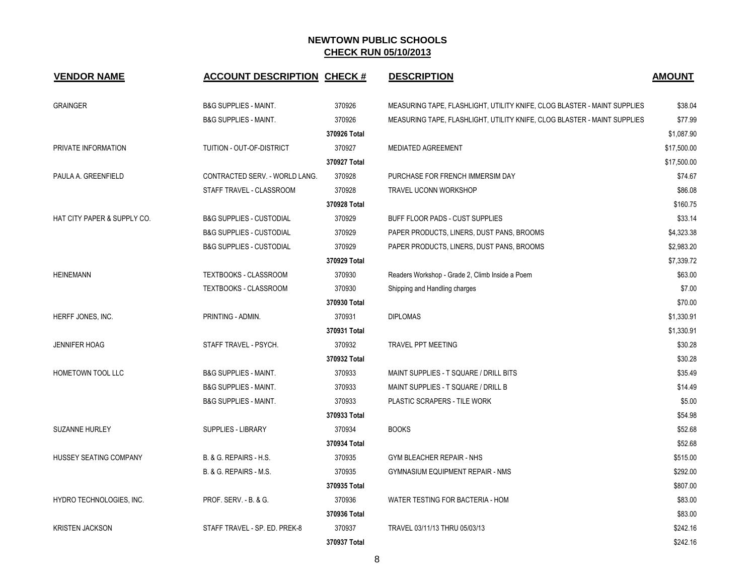# NEWTOWN PUBLIC SCHOOLS
## CHECK RUN 05/10/2013

| VENDOR NAME | ACCOUNT DESCRIPTION | CHECK # | DESCRIPTION | AMOUNT |
|---|---|---|---|---|
| GRAINGER | B&G SUPPLIES - MAINT. | 370926 | MEASURING TAPE, FLASHLIGHT, UTILITY KNIFE, CLOG BLASTER - MAINT SUPPLIES | $38.04 |
| | B&G SUPPLIES - MAINT. | 370926 | MEASURING TAPE, FLASHLIGHT, UTILITY KNIFE, CLOG BLASTER - MAINT SUPPLIES | $77.99 |
| | | 370926 Total | | $1,087.90 |
| PRIVATE INFORMATION | TUITION - OUT-OF-DISTRICT | 370927 | MEDIATED AGREEMENT | $17,500.00 |
| | | 370927 Total | | $17,500.00 |
| PAULA A. GREENFIELD | CONTRACTED SERV. - WORLD LANG. | 370928 | PURCHASE FOR FRENCH IMMERSIM DAY | $74.67 |
| | STAFF TRAVEL - CLASSROOM | 370928 | TRAVEL UCONN WORKSHOP | $86.08 |
| | | 370928 Total | | $160.75 |
| HAT CITY PAPER & SUPPLY CO. | B&G SUPPLIES - CUSTODIAL | 370929 | BUFF FLOOR PADS - CUST SUPPLIES | $33.14 |
| | B&G SUPPLIES - CUSTODIAL | 370929 | PAPER PRODUCTS, LINERS, DUST PANS, BROOMS | $4,323.38 |
| | B&G SUPPLIES - CUSTODIAL | 370929 | PAPER PRODUCTS, LINERS, DUST PANS, BROOMS | $2,983.20 |
| | | 370929 Total | | $7,339.72 |
| HEINEMANN | TEXTBOOKS - CLASSROOM | 370930 | Readers Workshop - Grade 2, Climb Inside a Poem | $63.00 |
| | TEXTBOOKS - CLASSROOM | 370930 | Shipping and Handling charges | $7.00 |
| | | 370930 Total | | $70.00 |
| HERFF JONES, INC. | PRINTING - ADMIN. | 370931 | DIPLOMAS | $1,330.91 |
| | | 370931 Total | | $1,330.91 |
| JENNIFER HOAG | STAFF TRAVEL - PSYCH. | 370932 | TRAVEL PPT MEETING | $30.28 |
| | | 370932 Total | | $30.28 |
| HOMETOWN TOOL LLC | B&G SUPPLIES - MAINT. | 370933 | MAINT SUPPLIES - T SQUARE / DRILL BITS | $35.49 |
| | B&G SUPPLIES - MAINT. | 370933 | MAINT SUPPLIES - T SQUARE / DRILL B | $14.49 |
| | B&G SUPPLIES - MAINT. | 370933 | PLASTIC SCRAPERS - TILE WORK | $5.00 |
| | | 370933 Total | | $54.98 |
| SUZANNE HURLEY | SUPPLIES - LIBRARY | 370934 | BOOKS | $52.68 |
| | | 370934 Total | | $52.68 |
| HUSSEY SEATING COMPANY | B. & G. REPAIRS - H.S. | 370935 | GYM BLEACHER REPAIR - NHS | $515.00 |
| | B. & G. REPAIRS - M.S. | 370935 | GYMNASIUM EQUIPMENT REPAIR - NMS | $292.00 |
| | | 370935 Total | | $807.00 |
| HYDRO TECHNOLOGIES, INC. | PROF. SERV. - B. & G. | 370936 | WATER TESTING FOR BACTERIA - HOM | $83.00 |
| | | 370936 Total | | $83.00 |
| KRISTEN JACKSON | STAFF TRAVEL - SP. ED. PREK-8 | 370937 | TRAVEL 03/11/13 THRU 05/03/13 | $242.16 |
| | | 370937 Total | | $242.16 |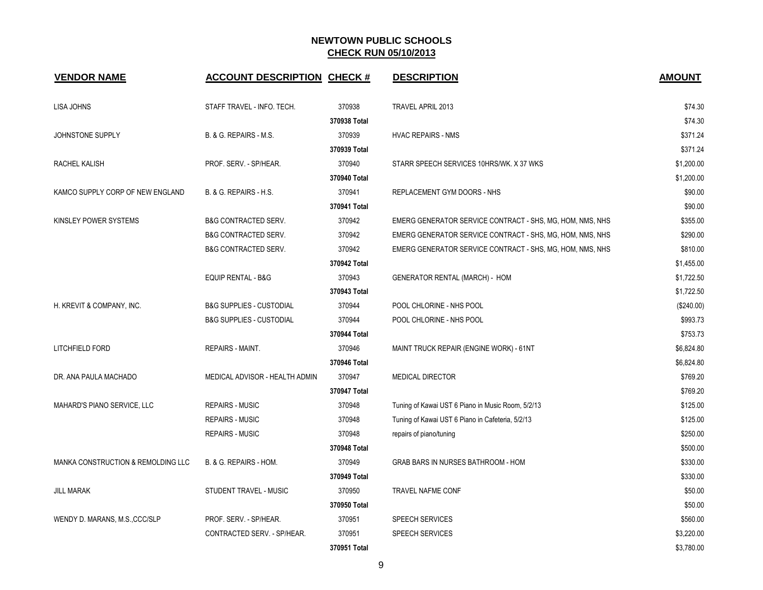# NEWTOWN PUBLIC SCHOOLS

## CHECK RUN 05/10/2013

| VENDOR NAME | ACCOUNT DESCRIPTION | CHECK # | DESCRIPTION | AMOUNT |
|---|---|---|---|---|
| LISA JOHNS | STAFF TRAVEL - INFO. TECH. | 370938 | TRAVEL APRIL 2013 | $74.30 |
| | | 370938 Total | | $74.30 |
| JOHNSTONE SUPPLY | B. & G. REPAIRS - M.S. | 370939 | HVAC REPAIRS - NMS | $371.24 |
| | | 370939 Total | | $371.24 |
| RACHEL KALISH | PROF. SERV. - SP/HEAR. | 370940 | STARR SPEECH SERVICES 10HRS/WK. X 37 WKS | $1,200.00 |
| | | 370940 Total | | $1,200.00 |
| KAMCO SUPPLY CORP OF NEW ENGLAND | B. & G. REPAIRS - H.S. | 370941 | REPLACEMENT GYM DOORS - NHS | $90.00 |
| | | 370941 Total | | $90.00 |
| KINSLEY POWER SYSTEMS | B&G CONTRACTED SERV. | 370942 | EMERG GENERATOR SERVICE CONTRACT - SHS, MG, HOM, NMS, NHS | $355.00 |
| | B&G CONTRACTED SERV. | 370942 | EMERG GENERATOR SERVICE CONTRACT - SHS, MG, HOM, NMS, NHS | $290.00 |
| | B&G CONTRACTED SERV. | 370942 | EMERG GENERATOR SERVICE CONTRACT - SHS, MG, HOM, NMS, NHS | $810.00 |
| | | 370942 Total | | $1,455.00 |
| | EQUIP RENTAL - B&G | 370943 | GENERATOR RENTAL (MARCH) - HOM | $1,722.50 |
| | | 370943 Total | | $1,722.50 |
| H. KREVIT & COMPANY, INC. | B&G SUPPLIES - CUSTODIAL | 370944 | POOL CHLORINE - NHS POOL | ($240.00) |
| | B&G SUPPLIES - CUSTODIAL | 370944 | POOL CHLORINE - NHS POOL | $993.73 |
| | | 370944 Total | | $753.73 |
| LITCHFIELD FORD | REPAIRS - MAINT. | 370946 | MAINT TRUCK REPAIR (ENGINE WORK) - 61NT | $6,824.80 |
| | | 370946 Total | | $6,824.80 |
| DR. ANA PAULA MACHADO | MEDICAL ADVISOR - HEALTH ADMIN | 370947 | MEDICAL DIRECTOR | $769.20 |
| | | 370947 Total | | $769.20 |
| MAHARD'S PIANO SERVICE, LLC | REPAIRS - MUSIC | 370948 | Tuning of Kawai UST 6 Piano in Music Room, 5/2/13 | $125.00 |
| | REPAIRS - MUSIC | 370948 | Tuning of Kawai UST 6 Piano in Cafeteria, 5/2/13 | $125.00 |
| | REPAIRS - MUSIC | 370948 | repairs of piano/tuning | $250.00 |
| | | 370948 Total | | $500.00 |
| MANKA CONSTRUCTION & REMOLDING LLC | B. & G. REPAIRS - HOM. | 370949 | GRAB BARS IN NURSES BATHROOM - HOM | $330.00 |
| | | 370949 Total | | $330.00 |
| JILL MARAK | STUDENT TRAVEL - MUSIC | 370950 | TRAVEL NAFME CONF | $50.00 |
| | | 370950 Total | | $50.00 |
| WENDY D. MARANS, M.S.,CCC/SLP | PROF. SERV. - SP/HEAR. | 370951 | SPEECH SERVICES | $560.00 |
| | CONTRACTED SERV. - SP/HEAR. | 370951 | SPEECH SERVICES | $3,220.00 |
| | | 370951 Total | | $3,780.00 |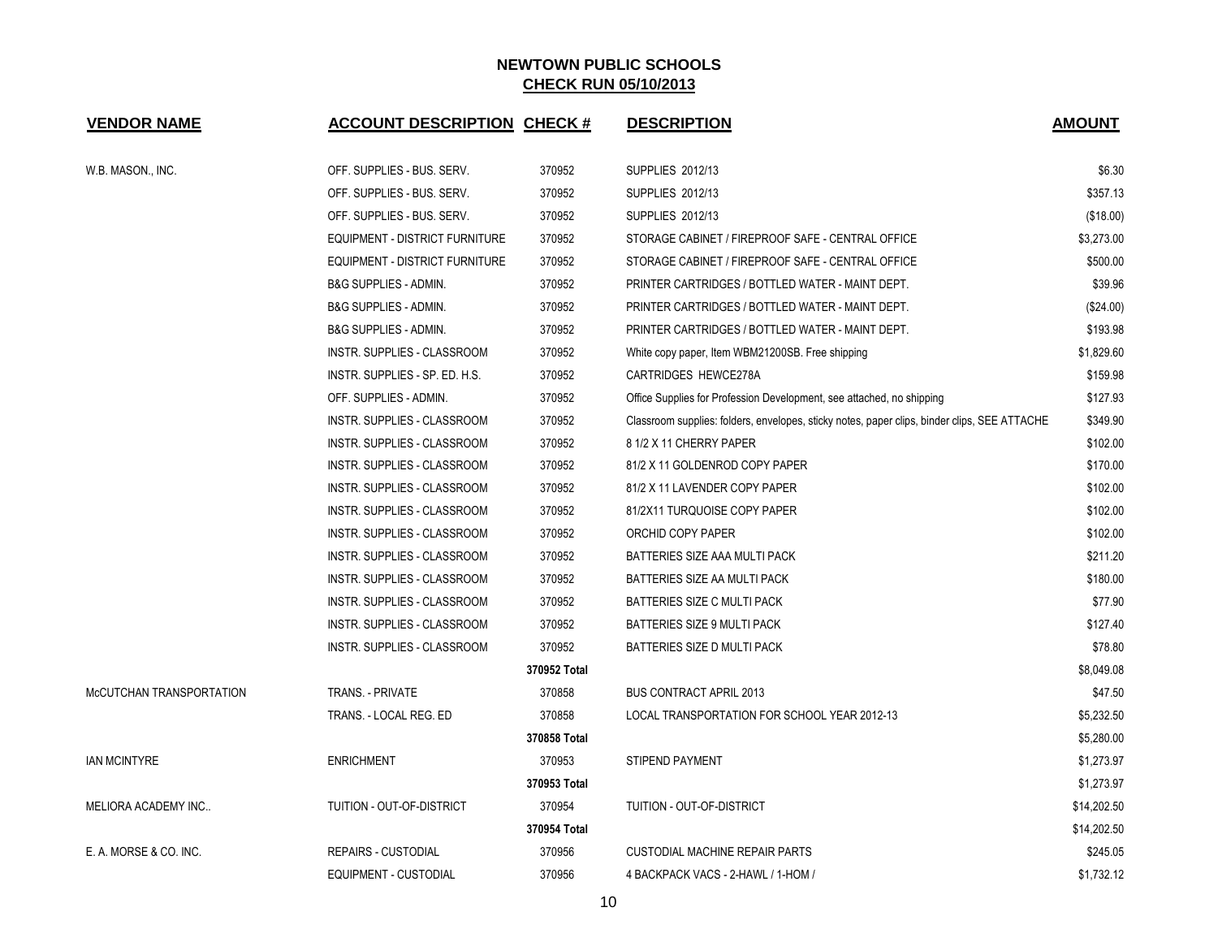## NEWTOWN PUBLIC SCHOOLS
## CHECK RUN 05/10/2013

| VENDOR NAME | ACCOUNT DESCRIPTION | CHECK # | DESCRIPTION | AMOUNT |
|---|---|---|---|---|
| W.B. MASON., INC. | OFF. SUPPLIES - BUS. SERV. | 370952 | SUPPLIES 2012/13 | $6.30 |
| | OFF. SUPPLIES - BUS. SERV. | 370952 | SUPPLIES 2012/13 | $357.13 |
| | OFF. SUPPLIES - BUS. SERV. | 370952 | SUPPLIES 2012/13 | ($18.00) |
| | EQUIPMENT - DISTRICT FURNITURE | 370952 | STORAGE CABINET / FIREPROOF SAFE - CENTRAL OFFICE | $3,273.00 |
| | EQUIPMENT - DISTRICT FURNITURE | 370952 | STORAGE CABINET / FIREPROOF SAFE - CENTRAL OFFICE | $500.00 |
| | B&G SUPPLIES - ADMIN. | 370952 | PRINTER CARTRIDGES / BOTTLED WATER - MAINT DEPT. | $39.96 |
| | B&G SUPPLIES - ADMIN. | 370952 | PRINTER CARTRIDGES / BOTTLED WATER - MAINT DEPT. | ($24.00) |
| | B&G SUPPLIES - ADMIN. | 370952 | PRINTER CARTRIDGES / BOTTLED WATER - MAINT DEPT. | $193.98 |
| | INSTR. SUPPLIES - CLASSROOM | 370952 | White copy paper, Item WBM21200SB. Free shipping | $1,829.60 |
| | INSTR. SUPPLIES - SP. ED. H.S. | 370952 | CARTRIDGES HEWCE278A | $159.98 |
| | OFF. SUPPLIES - ADMIN. | 370952 | Office Supplies for Profession Development, see attached, no shipping | $127.93 |
| | INSTR. SUPPLIES - CLASSROOM | 370952 | Classroom supplies: folders, envelopes, sticky notes, paper clips, binder clips, SEE ATTACHE | $349.90 |
| | INSTR. SUPPLIES - CLASSROOM | 370952 | 8 1/2 X 11 CHERRY PAPER | $102.00 |
| | INSTR. SUPPLIES - CLASSROOM | 370952 | 81/2 X 11 GOLDENROD COPY PAPER | $170.00 |
| | INSTR. SUPPLIES - CLASSROOM | 370952 | 81/2 X 11 LAVENDER COPY PAPER | $102.00 |
| | INSTR. SUPPLIES - CLASSROOM | 370952 | 81/2X11 TURQUOISE COPY PAPER | $102.00 |
| | INSTR. SUPPLIES - CLASSROOM | 370952 | ORCHID COPY PAPER | $102.00 |
| | INSTR. SUPPLIES - CLASSROOM | 370952 | BATTERIES SIZE AAA MULTI PACK | $211.20 |
| | INSTR. SUPPLIES - CLASSROOM | 370952 | BATTERIES SIZE AA MULTI PACK | $180.00 |
| | INSTR. SUPPLIES - CLASSROOM | 370952 | BATTERIES SIZE C MULTI PACK | $77.90 |
| | INSTR. SUPPLIES - CLASSROOM | 370952 | BATTERIES SIZE 9 MULTI PACK | $127.40 |
| | INSTR. SUPPLIES - CLASSROOM | 370952 | BATTERIES SIZE D MULTI PACK | $78.80 |
| | | **370952 Total** | | $8,049.08 |
| McCUTCHAN TRANSPORTATION | TRANS. - PRIVATE | 370858 | BUS CONTRACT APRIL 2013 | $47.50 |
| | TRANS. - LOCAL REG. ED | 370858 | LOCAL TRANSPORTATION FOR SCHOOL YEAR 2012-13 | $5,232.50 |
| | | **370858 Total** | | $5,280.00 |
| IAN MCINTYRE | ENRICHMENT | 370953 | STIPEND PAYMENT | $1,273.97 |
| | | **370953 Total** | | $1,273.97 |
| MELIORA ACADEMY INC.. | TUITION - OUT-OF-DISTRICT | 370954 | TUITION - OUT-OF-DISTRICT | $14,202.50 |
| | | **370954 Total** | | $14,202.50 |
| E. A. MORSE & CO. INC. | REPAIRS - CUSTODIAL | 370956 | CUSTODIAL MACHINE REPAIR PARTS | $245.05 |
| | EQUIPMENT - CUSTODIAL | 370956 | 4 BACKPACK VACS - 2-HAWL / 1-HOM / | $1,732.12 |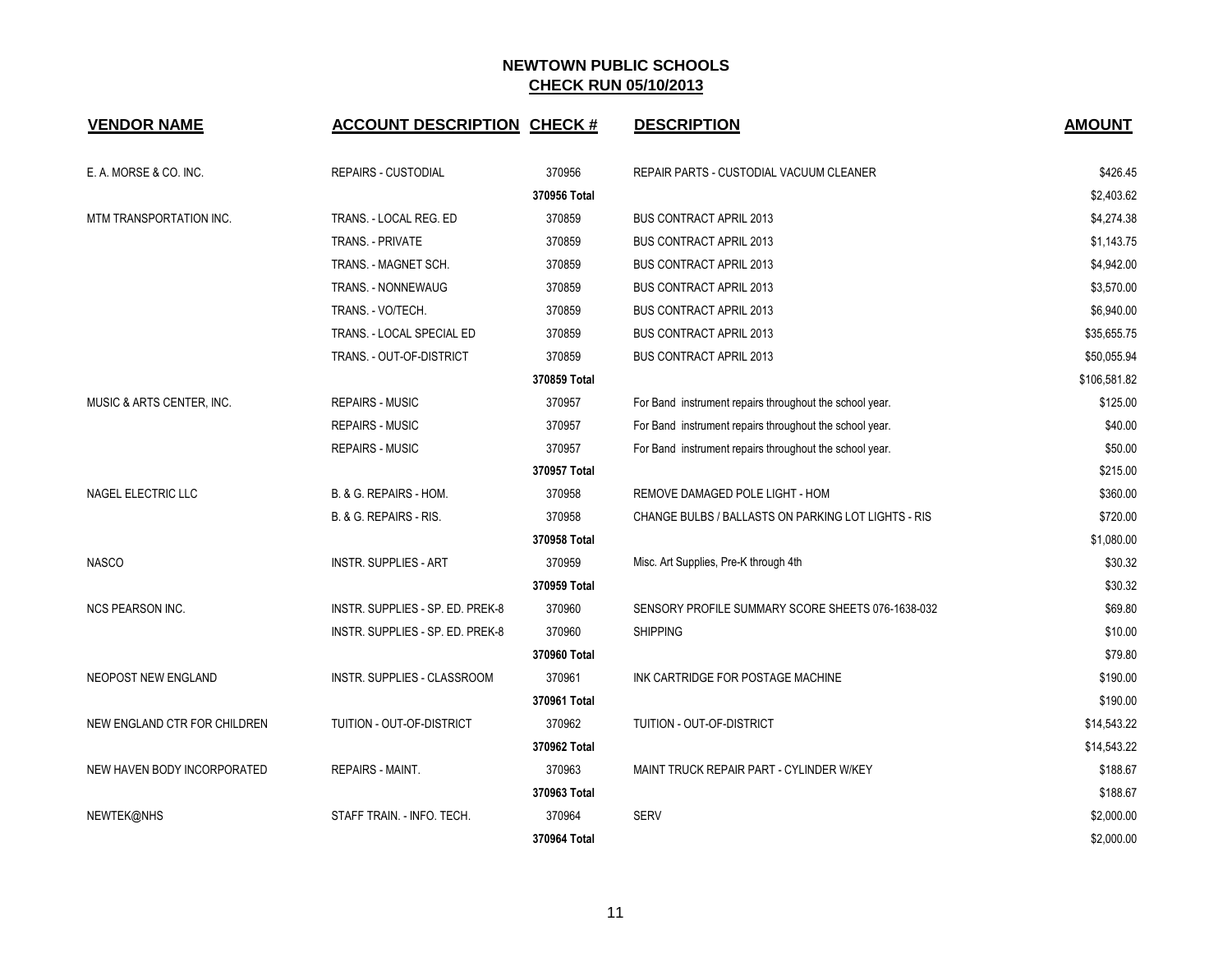## NEWTOWN PUBLIC SCHOOLS

## CHECK RUN 05/10/2013

| VENDOR NAME | ACCOUNT DESCRIPTION | CHECK # | DESCRIPTION | AMOUNT |
|---|---|---|---|---|
| E. A. MORSE & CO. INC. | REPAIRS - CUSTODIAL | 370956 | REPAIR PARTS - CUSTODIAL VACUUM CLEANER | $426.45 |
| | | 370956 Total | | $2,403.62 |
| MTM TRANSPORTATION INC. | TRANS. - LOCAL REG. ED | 370859 | BUS CONTRACT APRIL 2013 | $4,274.38 |
| | TRANS. - PRIVATE | 370859 | BUS CONTRACT APRIL 2013 | $1,143.75 |
| | TRANS. - MAGNET SCH. | 370859 | BUS CONTRACT APRIL 2013 | $4,942.00 |
| | TRANS. - NONNEWAUG | 370859 | BUS CONTRACT APRIL 2013 | $3,570.00 |
| | TRANS. - VO/TECH. | 370859 | BUS CONTRACT APRIL 2013 | $6,940.00 |
| | TRANS. - LOCAL SPECIAL ED | 370859 | BUS CONTRACT APRIL 2013 | $35,655.75 |
| | TRANS. - OUT-OF-DISTRICT | 370859 | BUS CONTRACT APRIL 2013 | $50,055.94 |
| | | 370859 Total | | $106,581.82 |
| MUSIC & ARTS CENTER, INC. | REPAIRS - MUSIC | 370957 | For Band instrument repairs throughout the school year. | $125.00 |
| | REPAIRS - MUSIC | 370957 | For Band instrument repairs throughout the school year. | $40.00 |
| | REPAIRS - MUSIC | 370957 | For Band instrument repairs throughout the school year. | $50.00 |
| | | 370957 Total | | $215.00 |
| NAGEL ELECTRIC LLC | B. & G. REPAIRS - HOM. | 370958 | REMOVE DAMAGED POLE LIGHT - HOM | $360.00 |
| | B. & G. REPAIRS - RIS. | 370958 | CHANGE BULBS / BALLASTS ON PARKING LOT LIGHTS - RIS | $720.00 |
| | | 370958 Total | | $1,080.00 |
| NASCO | INSTR. SUPPLIES - ART | 370959 | Misc. Art Supplies, Pre-K through 4th | $30.32 |
| | | 370959 Total | | $30.32 |
| NCS PEARSON INC. | INSTR. SUPPLIES - SP. ED. PREK-8 | 370960 | SENSORY PROFILE SUMMARY SCORE SHEETS 076-1638-032 | $69.80 |
| | INSTR. SUPPLIES - SP. ED. PREK-8 | 370960 | SHIPPING | $10.00 |
| | | 370960 Total | | $79.80 |
| NEOPOST NEW ENGLAND | INSTR. SUPPLIES - CLASSROOM | 370961 | INK CARTRIDGE FOR POSTAGE MACHINE | $190.00 |
| | | 370961 Total | | $190.00 |
| NEW ENGLAND CTR FOR CHILDREN | TUITION - OUT-OF-DISTRICT | 370962 | TUITION - OUT-OF-DISTRICT | $14,543.22 |
| | | 370962 Total | | $14,543.22 |
| NEW HAVEN BODY INCORPORATED | REPAIRS - MAINT. | 370963 | MAINT TRUCK REPAIR PART - CYLINDER W/KEY | $188.67 |
| | | 370963 Total | | $188.67 |
| NEWTEK@NHS | STAFF TRAIN. - INFO. TECH. | 370964 | SERV | $2,000.00 |
| | | 370964 Total | | $2,000.00 |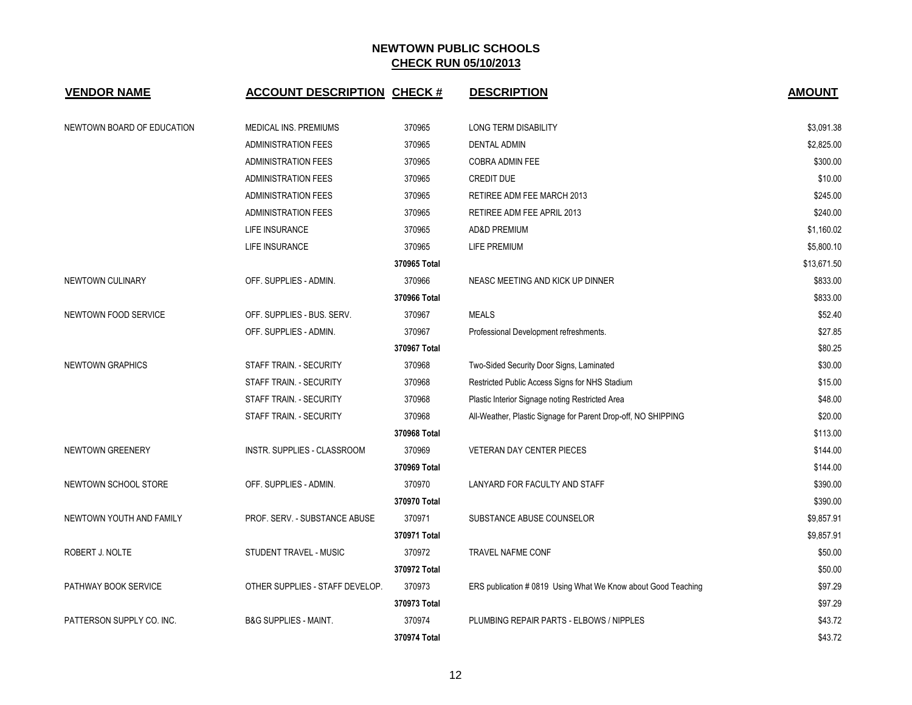# NEWTOWN PUBLIC SCHOOLS

## CHECK RUN 05/10/2013

| VENDOR NAME | ACCOUNT DESCRIPTION | CHECK # | DESCRIPTION | AMOUNT |
|---|---|---|---|---|
| NEWTOWN BOARD OF EDUCATION | MEDICAL INS. PREMIUMS | 370965 | LONG TERM DISABILITY | $3,091.38 |
| | ADMINISTRATION FEES | 370965 | DENTAL ADMIN | $2,825.00 |
| | ADMINISTRATION FEES | 370965 | COBRA ADMIN FEE | $300.00 |
| | ADMINISTRATION FEES | 370965 | CREDIT DUE | $10.00 |
| | ADMINISTRATION FEES | 370965 | RETIREE ADM FEE MARCH 2013 | $245.00 |
| | ADMINISTRATION FEES | 370965 | RETIREE ADM FEE APRIL 2013 | $240.00 |
| | LIFE INSURANCE | 370965 | AD&D PREMIUM | $1,160.02 |
| | LIFE INSURANCE | 370965 | LIFE PREMIUM | $5,800.10 |
| | | **370965 Total** | | $13,671.50 |
| NEWTOWN CULINARY | OFF. SUPPLIES - ADMIN. | 370966 | NEASC MEETING AND KICK UP DINNER | $833.00 |
| | | **370966 Total** | | $833.00 |
| NEWTOWN FOOD SERVICE | OFF. SUPPLIES - BUS. SERV. | 370967 | MEALS | $52.40 |
| | OFF. SUPPLIES - ADMIN. | 370967 | Professional Development refreshments. | $27.85 |
| | | **370967 Total** | | $80.25 |
| NEWTOWN GRAPHICS | STAFF TRAIN. - SECURITY | 370968 | Two-Sided Security Door Signs, Laminated | $30.00 |
| | STAFF TRAIN. - SECURITY | 370968 | Restricted Public Access Signs for NHS Stadium | $15.00 |
| | STAFF TRAIN. - SECURITY | 370968 | Plastic Interior Signage noting Restricted Area | $48.00 |
| | STAFF TRAIN. - SECURITY | 370968 | All-Weather, Plastic Signage for Parent Drop-off, NO SHIPPING | $20.00 |
| | | **370968 Total** | | $113.00 |
| NEWTOWN GREENERY | INSTR. SUPPLIES - CLASSROOM | 370969 | VETERAN DAY CENTER PIECES | $144.00 |
| | | **370969 Total** | | $144.00 |
| NEWTOWN SCHOOL STORE | OFF. SUPPLIES - ADMIN. | 370970 | LANYARD FOR FACULTY AND STAFF | $390.00 |
| | | **370970 Total** | | $390.00 |
| NEWTOWN YOUTH AND FAMILY | PROF. SERV. - SUBSTANCE ABUSE | 370971 | SUBSTANCE ABUSE COUNSELOR | $9,857.91 |
| | | **370971 Total** | | $9,857.91 |
| ROBERT J. NOLTE | STUDENT TRAVEL - MUSIC | 370972 | TRAVEL NAFME CONF | $50.00 |
| | | **370972 Total** | | $50.00 |
| PATHWAY BOOK SERVICE | OTHER SUPPLIES - STAFF DEVELOP. | 370973 | ERS publication # 0819 Using What We Know about Good Teaching | $97.29 |
| | | **370973 Total** | | $97.29 |
| PATTERSON SUPPLY CO. INC. | B&G SUPPLIES - MAINT. | 370974 | PLUMBING REPAIR PARTS - ELBOWS / NIPPLES | $43.72 |
| | | **370974 Total** | | $43.72 |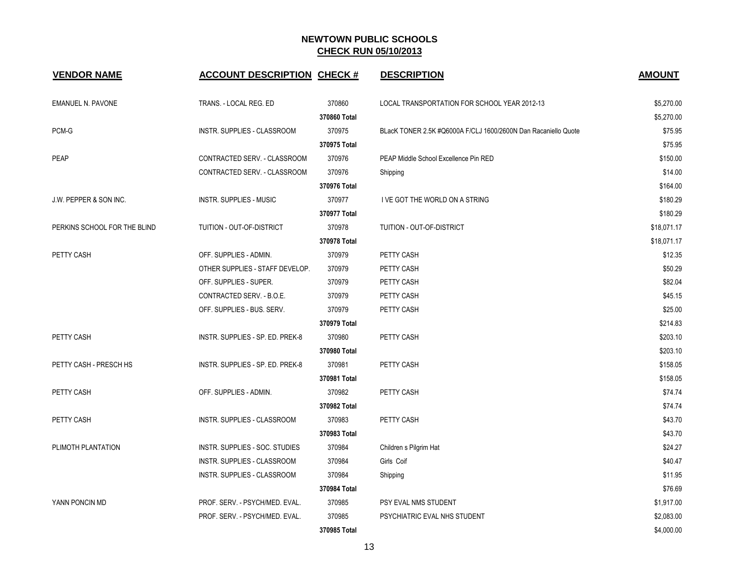# NEWTOWN PUBLIC SCHOOLS

## CHECK RUN 05/10/2013

| VENDOR NAME | ACCOUNT DESCRIPTION | CHECK # | DESCRIPTION | AMOUNT |
|---|---|---|---|---|
| EMANUEL N. PAVONE | TRANS. - LOCAL REG. ED | 370860 | LOCAL TRANSPORTATION FOR SCHOOL YEAR 2012-13 | $5,270.00 |
| | | 370860 Total | | $5,270.00 |
| PCM-G | INSTR. SUPPLIES - CLASSROOM | 370975 | BLacK TONER 2.5K #Q6000A F/CLJ 1600/2600N Dan Racaniello Quote | $75.95 |
| | | 370975 Total | | $75.95 |
| PEAP | CONTRACTED SERV. - CLASSROOM | 370976 | PEAP Middle School Excellence Pin RED | $150.00 |
| | CONTRACTED SERV. - CLASSROOM | 370976 | Shipping | $14.00 |
| | | 370976 Total | | $164.00 |
| J.W. PEPPER & SON INC. | INSTR. SUPPLIES - MUSIC | 370977 | I VE GOT THE WORLD ON A STRING | $180.29 |
| | | 370977 Total | | $180.29 |
| PERKINS SCHOOL FOR THE BLIND | TUITION - OUT-OF-DISTRICT | 370978 | TUITION - OUT-OF-DISTRICT | $18,071.17 |
| | | 370978 Total | | $18,071.17 |
| PETTY CASH | OFF. SUPPLIES - ADMIN. | 370979 | PETTY CASH | $12.35 |
| | OTHER SUPPLIES - STAFF DEVELOP. | 370979 | PETTY CASH | $50.29 |
| | OFF. SUPPLIES - SUPER. | 370979 | PETTY CASH | $82.04 |
| | CONTRACTED SERV. - B.O.E. | 370979 | PETTY CASH | $45.15 |
| | OFF. SUPPLIES - BUS. SERV. | 370979 | PETTY CASH | $25.00 |
| | | 370979 Total | | $214.83 |
| PETTY CASH | INSTR. SUPPLIES - SP. ED. PREK-8 | 370980 | PETTY CASH | $203.10 |
| | | 370980 Total | | $203.10 |
| PETTY CASH - PRESCH HS | INSTR. SUPPLIES - SP. ED. PREK-8 | 370981 | PETTY CASH | $158.05 |
| | | 370981 Total | | $158.05 |
| PETTY CASH | OFF. SUPPLIES - ADMIN. | 370982 | PETTY CASH | $74.74 |
| | | 370982 Total | | $74.74 |
| PETTY CASH | INSTR. SUPPLIES - CLASSROOM | 370983 | PETTY CASH | $43.70 |
| | | 370983 Total | | $43.70 |
| PLIMOTH PLANTATION | INSTR. SUPPLIES - SOC. STUDIES | 370984 | Children s Pilgrim Hat | $24.27 |
| | INSTR. SUPPLIES - CLASSROOM | 370984 | Girls Coif | $40.47 |
| | INSTR. SUPPLIES - CLASSROOM | 370984 | Shipping | $11.95 |
| | | 370984 Total | | $76.69 |
| YANN PONCIN MD | PROF. SERV. - PSYCH/MED. EVAL. | 370985 | PSY EVAL NMS STUDENT | $1,917.00 |
| | PROF. SERV. - PSYCH/MED. EVAL. | 370985 | PSYCHIATRIC EVAL NHS STUDENT | $2,083.00 |
| | | 370985 Total | | $4,000.00 |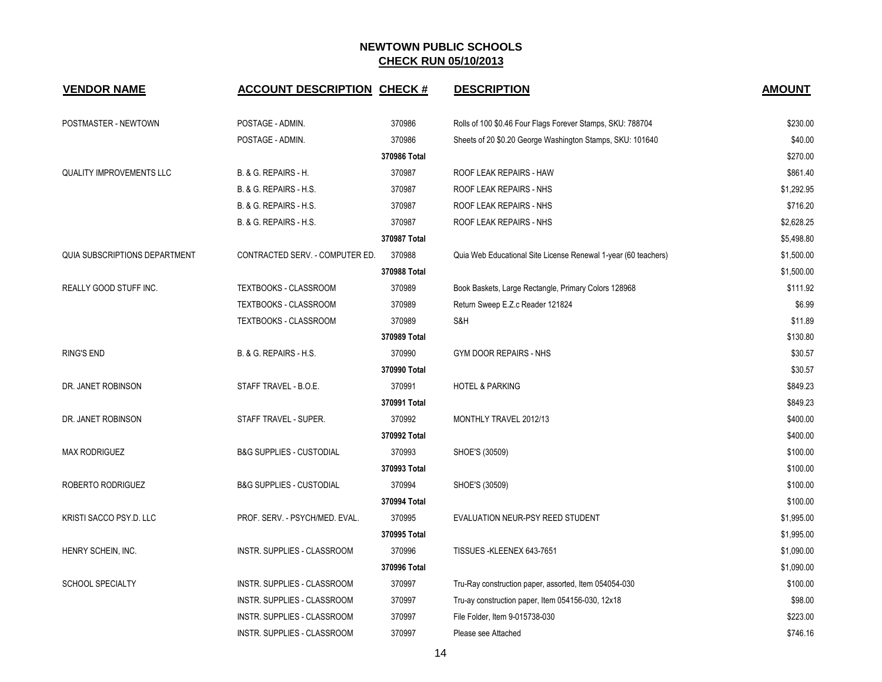# NEWTOWN PUBLIC SCHOOLS

## CHECK RUN 05/10/2013

| VENDOR NAME | ACCOUNT DESCRIPTION | CHECK # | DESCRIPTION | AMOUNT |
|---|---|---|---|---|
| POSTMASTER - NEWTOWN | POSTAGE - ADMIN. | 370986 | Rolls of 100 $0.46 Four Flags Forever Stamps, SKU: 788704 | $230.00 |
| | POSTAGE - ADMIN. | 370986 | Sheets of 20 $0.20 George Washington Stamps, SKU: 101640 | $40.00 |
| | | 370986 Total | | $270.00 |
| QUALITY IMPROVEMENTS LLC | B. & G. REPAIRS - H. | 370987 | ROOF LEAK REPAIRS - HAW | $861.40 |
| | B. & G. REPAIRS - H.S. | 370987 | ROOF LEAK REPAIRS - NHS | $1,292.95 |
| | B. & G. REPAIRS - H.S. | 370987 | ROOF LEAK REPAIRS - NHS | $716.20 |
| | B. & G. REPAIRS - H.S. | 370987 | ROOF LEAK REPAIRS - NHS | $2,628.25 |
| | | 370987 Total | | $5,498.80 |
| QUIA SUBSCRIPTIONS DEPARTMENT | CONTRACTED SERV. - COMPUTER ED. | 370988 | Quia Web Educational Site License Renewal 1-year (60 teachers) | $1,500.00 |
| | | 370988 Total | | $1,500.00 |
| REALLY GOOD STUFF INC. | TEXTBOOKS - CLASSROOM | 370989 | Book Baskets, Large Rectangle, Primary Colors 128968 | $111.92 |
| | TEXTBOOKS - CLASSROOM | 370989 | Return Sweep E.Z.c Reader 121824 | $6.99 |
| | TEXTBOOKS - CLASSROOM | 370989 | S&H | $11.89 |
| | | 370989 Total | | $130.80 |
| RING'S END | B. & G. REPAIRS - H.S. | 370990 | GYM DOOR REPAIRS - NHS | $30.57 |
| | | 370990 Total | | $30.57 |
| DR. JANET ROBINSON | STAFF TRAVEL - B.O.E. | 370991 | HOTEL & PARKING | $849.23 |
| | | 370991 Total | | $849.23 |
| DR. JANET ROBINSON | STAFF TRAVEL - SUPER. | 370992 | MONTHLY TRAVEL 2012/13 | $400.00 |
| | | 370992 Total | | $400.00 |
| MAX RODRIGUEZ | B&G SUPPLIES - CUSTODIAL | 370993 | SHOE'S (30509) | $100.00 |
| | | 370993 Total | | $100.00 |
| ROBERTO RODRIGUEZ | B&G SUPPLIES - CUSTODIAL | 370994 | SHOE'S (30509) | $100.00 |
| | | 370994 Total | | $100.00 |
| KRISTI SACCO PSY.D. LLC | PROF. SERV. - PSYCH/MED. EVAL. | 370995 | EVALUATION NEUR-PSY REED STUDENT | $1,995.00 |
| | | 370995 Total | | $1,995.00 |
| HENRY SCHEIN, INC. | INSTR. SUPPLIES - CLASSROOM | 370996 | TISSUES -KLEENEX 643-7651 | $1,090.00 |
| | | 370996 Total | | $1,090.00 |
| SCHOOL SPECIALTY | INSTR. SUPPLIES - CLASSROOM | 370997 | Tru-Ray construction paper, assorted, Item 054054-030 | $100.00 |
| | INSTR. SUPPLIES - CLASSROOM | 370997 | Tru-ay construction paper, Item 054156-030, 12x18 | $98.00 |
| | INSTR. SUPPLIES - CLASSROOM | 370997 | File Folder, Item 9-015738-030 | $223.00 |
| | INSTR. SUPPLIES - CLASSROOM | 370997 | Please see Attached | $746.16 |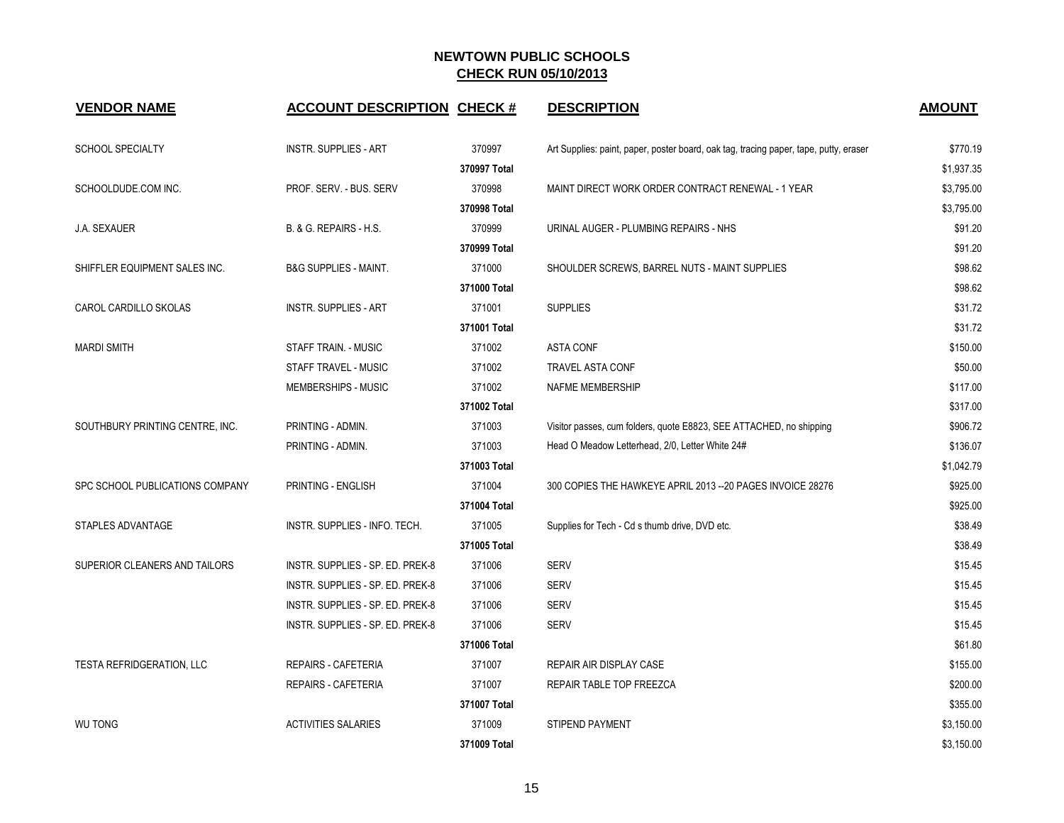# NEWTOWN PUBLIC SCHOOLS

## CHECK RUN 05/10/2013

| VENDOR NAME | ACCOUNT DESCRIPTION | CHECK # | DESCRIPTION | AMOUNT |
|---|---|---|---|---|
| SCHOOL SPECIALTY | INSTR. SUPPLIES - ART | 370997 | Art Supplies: paint, paper, poster board, oak tag, tracing paper, tape, putty, eraser | $770.19 |
| | | 370997 Total | | $1,937.35 |
| SCHOOLDUDE.COM INC. | PROF. SERV. - BUS. SERV | 370998 | MAINT DIRECT WORK ORDER CONTRACT RENEWAL - 1 YEAR | $3,795.00 |
| | | 370998 Total | | $3,795.00 |
| J.A. SEXAUER | B. & G. REPAIRS - H.S. | 370999 | URINAL AUGER - PLUMBING REPAIRS - NHS | $91.20 |
| | | 370999 Total | | $91.20 |
| SHIFFLER EQUIPMENT SALES INC. | B&G SUPPLIES - MAINT. | 371000 | SHOULDER SCREWS, BARREL NUTS - MAINT SUPPLIES | $98.62 |
| | | 371000 Total | | $98.62 |
| CAROL CARDILLO SKOLAS | INSTR. SUPPLIES - ART | 371001 | SUPPLIES | $31.72 |
| | | 371001 Total | | $31.72 |
| MARDI SMITH | STAFF TRAIN. - MUSIC | 371002 | ASTA CONF | $150.00 |
| | STAFF TRAVEL - MUSIC | 371002 | TRAVEL ASTA CONF | $50.00 |
| | MEMBERSHIPS - MUSIC | 371002 | NAFME MEMBERSHIP | $117.00 |
| | | 371002 Total | | $317.00 |
| SOUTHBURY PRINTING CENTRE, INC. | PRINTING - ADMIN. | 371003 | Visitor passes, cum folders, quote E8823, SEE ATTACHED, no shipping | $906.72 |
| | PRINTING - ADMIN. | 371003 | Head O Meadow Letterhead, 2/0, Letter White 24# | $136.07 |
| | | 371003 Total | | $1,042.79 |
| SPC SCHOOL PUBLICATIONS COMPANY | PRINTING - ENGLISH | 371004 | 300 COPIES THE HAWKEYE APRIL 2013 --20 PAGES INVOICE 28276 | $925.00 |
| | | 371004 Total | | $925.00 |
| STAPLES ADVANTAGE | INSTR. SUPPLIES - INFO. TECH. | 371005 | Supplies for Tech - Cd s thumb drive, DVD etc. | $38.49 |
| | | 371005 Total | | $38.49 |
| SUPERIOR CLEANERS AND TAILORS | INSTR. SUPPLIES - SP. ED. PREK-8 | 371006 | SERV | $15.45 |
| | INSTR. SUPPLIES - SP. ED. PREK-8 | 371006 | SERV | $15.45 |
| | INSTR. SUPPLIES - SP. ED. PREK-8 | 371006 | SERV | $15.45 |
| | INSTR. SUPPLIES - SP. ED. PREK-8 | 371006 | SERV | $15.45 |
| | | 371006 Total | | $61.80 |
| TESTA REFRIDGERATION, LLC | REPAIRS - CAFETERIA | 371007 | REPAIR AIR DISPLAY CASE | $155.00 |
| | REPAIRS - CAFETERIA | 371007 | REPAIR TABLE TOP FREEZCA | $200.00 |
| | | 371007 Total | | $355.00 |
| WU TONG | ACTIVITIES SALARIES | 371009 | STIPEND PAYMENT | $3,150.00 |
| | | 371009 Total | | $3,150.00 |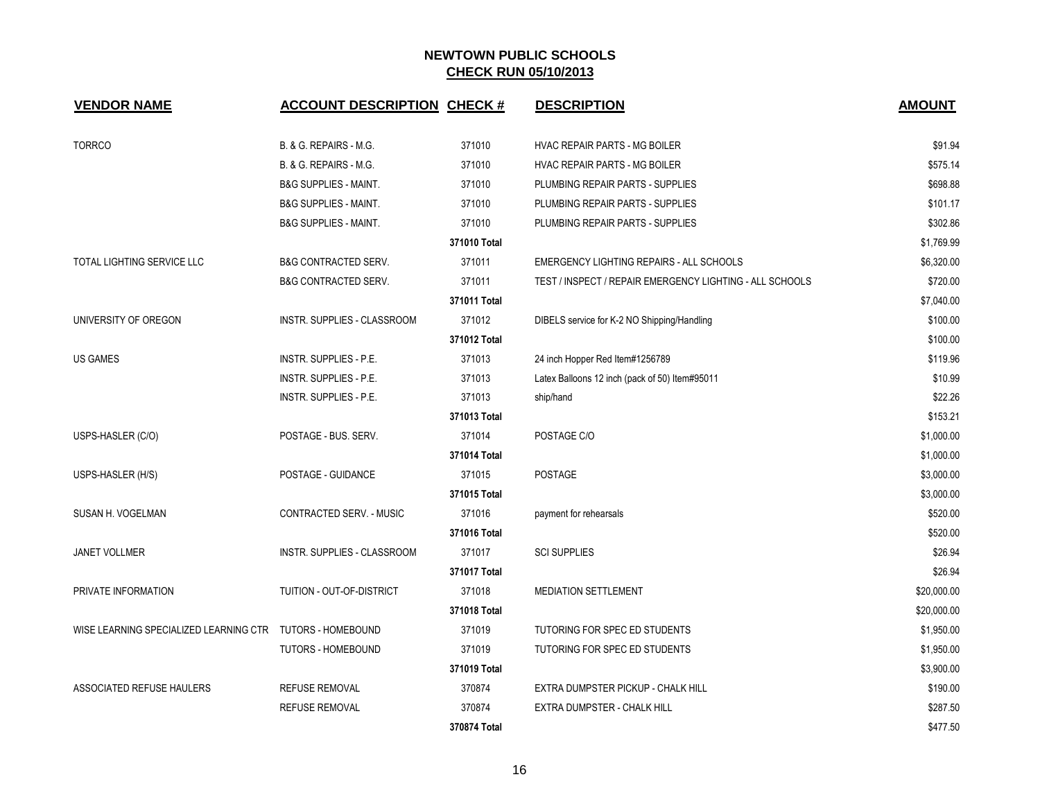## NEWTOWN PUBLIC SCHOOLS
## CHECK RUN 05/10/2013

| VENDOR NAME | ACCOUNT DESCRIPTION | CHECK # | DESCRIPTION | AMOUNT |
|---|---|---|---|---|
| TORRCO | B. & G. REPAIRS - M.G. | 371010 | HVAC REPAIR PARTS - MG BOILER | $91.94 |
| | B. & G. REPAIRS - M.G. | 371010 | HVAC REPAIR PARTS - MG BOILER | $575.14 |
| | B&G SUPPLIES - MAINT. | 371010 | PLUMBING REPAIR PARTS - SUPPLIES | $698.88 |
| | B&G SUPPLIES - MAINT. | 371010 | PLUMBING REPAIR PARTS - SUPPLIES | $101.17 |
| | B&G SUPPLIES - MAINT. | 371010 | PLUMBING REPAIR PARTS - SUPPLIES | $302.86 |
| | | **371010 Total** | | $1,769.99 |
| TOTAL LIGHTING SERVICE LLC | B&G CONTRACTED SERV. | 371011 | EMERGENCY LIGHTING REPAIRS - ALL SCHOOLS | $6,320.00 |
| | B&G CONTRACTED SERV. | 371011 | TEST / INSPECT / REPAIR EMERGENCY LIGHTING - ALL SCHOOLS | $720.00 |
| | | **371011 Total** | | $7,040.00 |
| UNIVERSITY OF OREGON | INSTR. SUPPLIES - CLASSROOM | 371012 | DIBELS service for K-2 NO Shipping/Handling | $100.00 |
| | | **371012 Total** | | $100.00 |
| US GAMES | INSTR. SUPPLIES - P.E. | 371013 | 24 inch Hopper Red Item#1256789 | $119.96 |
| | INSTR. SUPPLIES - P.E. | 371013 | Latex Balloons 12 inch (pack of 50) Item#95011 | $10.99 |
| | INSTR. SUPPLIES - P.E. | 371013 | ship/hand | $22.26 |
| | | **371013 Total** | | $153.21 |
| USPS-HASLER (C/O) | POSTAGE - BUS. SERV. | 371014 | POSTAGE C/O | $1,000.00 |
| | | **371014 Total** | | $1,000.00 |
| USPS-HASLER (H/S) | POSTAGE - GUIDANCE | 371015 | POSTAGE | $3,000.00 |
| | | **371015 Total** | | $3,000.00 |
| SUSAN H. VOGELMAN | CONTRACTED SERV. - MUSIC | 371016 | payment for rehearsals | $520.00 |
| | | **371016 Total** | | $520.00 |
| JANET VOLLMER | INSTR. SUPPLIES - CLASSROOM | 371017 | SCI SUPPLIES | $26.94 |
| | | **371017 Total** | | $26.94 |
| PRIVATE INFORMATION | TUITION - OUT-OF-DISTRICT | 371018 | MEDIATION SETTLEMENT | $20,000.00 |
| | | **371018 Total** | | $20,000.00 |
| WISE LEARNING SPECIALIZED LEARNING CTR | TUTORS - HOMEBOUND | 371019 | TUTORING FOR SPEC ED STUDENTS | $1,950.00 |
| | TUTORS - HOMEBOUND | 371019 | TUTORING FOR SPEC ED STUDENTS | $1,950.00 |
| | | **371019 Total** | | $3,900.00 |
| ASSOCIATED REFUSE HAULERS | REFUSE REMOVAL | 370874 | EXTRA DUMPSTER PICKUP - CHALK HILL | $190.00 |
| | REFUSE REMOVAL | 370874 | EXTRA DUMPSTER - CHALK HILL | $287.50 |
| | | **370874 Total** | | $477.50 |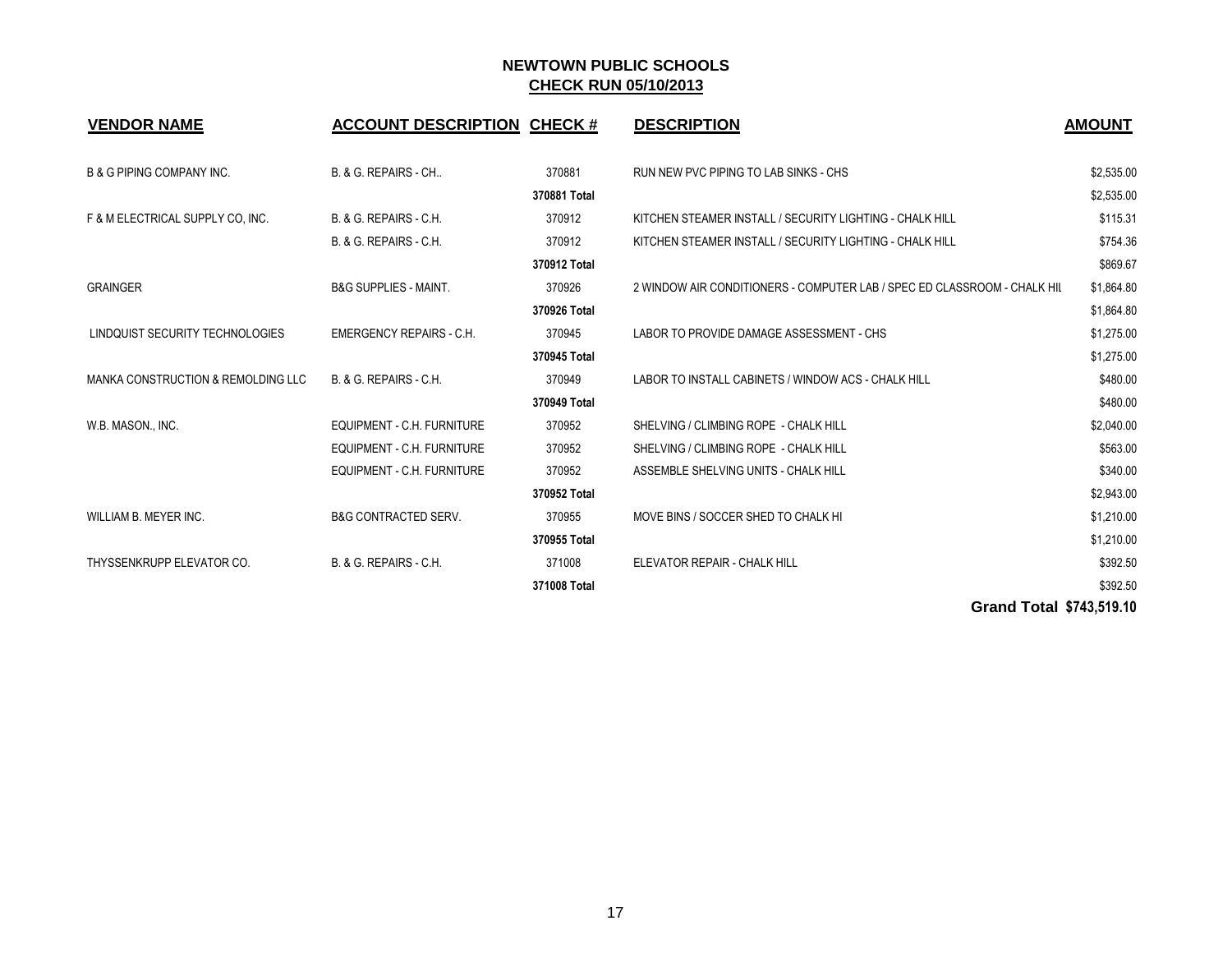## NEWTOWN PUBLIC SCHOOLS
## CHECK RUN 05/10/2013

| VENDOR NAME | ACCOUNT DESCRIPTION | CHECK # | DESCRIPTION | AMOUNT |
|---|---|---|---|---|
| B & G PIPING COMPANY INC. | B. & G. REPAIRS - CH.. | 370881 | RUN NEW PVC PIPING TO LAB SINKS - CHS | $2,535.00 |
| | | **370881 Total** | | $2,535.00 |
| F & M ELECTRICAL SUPPLY CO, INC. | B. & G. REPAIRS - C.H. | 370912 | KITCHEN STEAMER INSTALL / SECURITY LIGHTING - CHALK HILL | $115.31 |
| | B. & G. REPAIRS - C.H. | 370912 | KITCHEN STEAMER INSTALL / SECURITY LIGHTING - CHALK HILL | $754.36 |
| | | **370912 Total** | | $869.67 |
| GRAINGER | B&G SUPPLIES - MAINT. | 370926 | 2 WINDOW AIR CONDITIONERS - COMPUTER LAB / SPEC ED CLASSROOM - CHALK HIL | $1,864.80 |
| | | **370926 Total** | | $1,864.80 |
| LINDQUIST SECURITY TECHNOLOGIES | EMERGENCY REPAIRS - C.H. | 370945 | LABOR TO PROVIDE DAMAGE ASSESSMENT - CHS | $1,275.00 |
| | | **370945 Total** | | $1,275.00 |
| MANKA CONSTRUCTION & REMOLDING LLC | B. & G. REPAIRS - C.H. | 370949 | LABOR TO INSTALL CABINETS / WINDOW ACS - CHALK HILL | $480.00 |
| | | **370949 Total** | | $480.00 |
| W.B. MASON., INC. | EQUIPMENT - C.H. FURNITURE | 370952 | SHELVING / CLIMBING ROPE - CHALK HILL | $2,040.00 |
| | EQUIPMENT - C.H. FURNITURE | 370952 | SHELVING / CLIMBING ROPE - CHALK HILL | $563.00 |
| | EQUIPMENT - C.H. FURNITURE | 370952 | ASSEMBLE SHELVING UNITS - CHALK HILL | $340.00 |
| | | **370952 Total** | | $2,943.00 |
| WILLIAM B. MEYER INC. | B&G CONTRACTED SERV. | 370955 | MOVE BINS / SOCCER SHED TO CHALK HI | $1,210.00 |
| | | **370955 Total** | | $1,210.00 |
| THYSSENKRUPP ELEVATOR CO. | B. & G. REPAIRS - C.H. | 371008 | ELEVATOR REPAIR - CHALK HILL | $392.50 |
| | | **371008 Total** | | $392.50 |
| | | | **Grand Total** | **$743,519.10** |